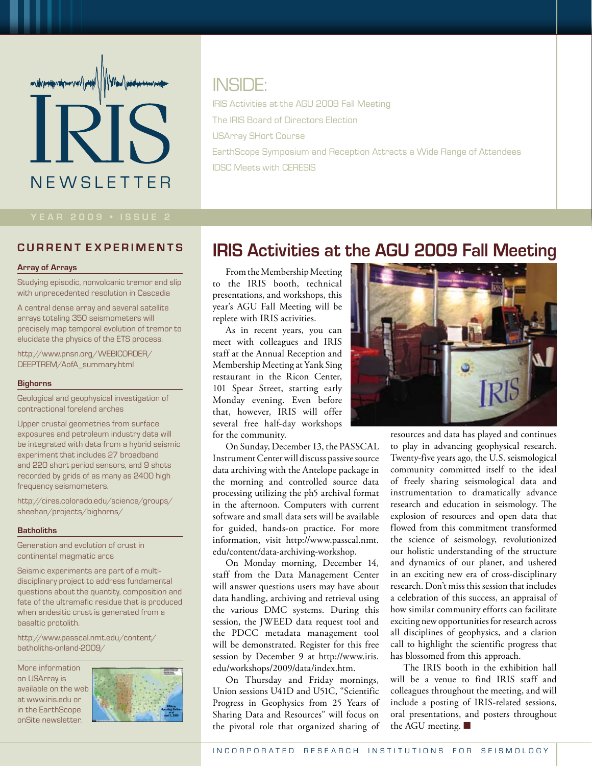# IRIS NEWSLETTER

YEAR 2009 • ISSUE 2

## INSIDE:

IRIS Activities at the AGU 2009 Fall Meeting

The IRIS Board of Directors Election

USArray SHort Course

EarthScope Symposium and Reception Attracts a Wide Range of Attendees

IDSC Meets with CERESIS

## CURRENT EXPERIMENTS

### Array of Arrays

Studying episodic, nonvolcanic tremor and slip with unprecedented resolution in Cascadia

A central dense array and several satellite arrays totaling 350 seismometers will precisely map temporal evolution of tremor to elucidate the physics of the ETS process.

http://www.pnsn.org/WEBICORDER/DEEPTREM/AofA_summary.html

### Bighorns

Geological and geophysical investigation of contractional foreland arches

Upper crustal geometries from surface exposures and petroleum industry data will be integrated with data from a hybrid seismic experiment that includes 27 broadband and 220 short period sensors, and 9 shots recorded by grids of as many as 2400 high frequency seismometers.

http://cires.colorado.edu/science/groups/sheehan/projects/bighorns/

### Batholiths

Generation and evolution of crust in continental magmatic arcs

Seismic experiments are part of a multi-disciplinary project to address fundamental questions about the quantity, composition and fate of the ultramafic residue that is produced when andesitic crust is generated from a basaltic protolith.

http://www.passcal.nmt.edu/content/batholiths-onland-2009/

More information on USArray is available on the web at www.iris.edu or in the EarthScope onSite newsletter.

## IRIS Activities at the AGU 2009 Fall Meeting

From the Membership Meeting to the IRIS booth, technical presentations, and workshops, this year's AGU Fall Meeting will be replete with IRIS activities.

As in recent years, you can meet with colleagues and IRIS staff at the Annual Reception and Membership Meeting at Yank Sing restaurant in the Ricon Center, 101 Spear Street, starting early Monday evening. Even before that, however, IRIS will offer several free half-day workshops for the community.

On Sunday, December 13, the PASSCAL Instrument Center will discuss passive source data archiving with the Antelope package in the morning and controlled source data processing utilizing the ph5 archival format in the afternoon. Computers with current software and small data sets will be available for guided, hands-on practice. For more information, visit http://www.passcal.nmt.edu/content/data-archiving-workshop.

On Monday morning, December 14, staff from the Data Management Center will answer questions users may have about data handling, archiving and retrieval using the various DMC systems. During this session, the JWEED data request tool and the PDCC metadata management tool will be demonstrated. Register for this free session by December 9 at http://www.iris.edu/workshops/2009/data/index.htm.

On Thursday and Friday mornings, Union sessions U41D and U51C, "Scientific Progress in Geophysics from 25 Years of Sharing Data and Resources" will focus on the pivotal role that organized sharing of resources and data has played and continues to play in advancing geophysical research. Twenty-five years ago, the U.S. seismological community committed itself to the ideal of freely sharing seismological data and instrumentation to dramatically advance research and education in seismology. The explosion of resources and open data that flowed from this commitment transformed the science of seismology, revolutionized our holistic understanding of the structure and dynamics of our planet, and ushered in an exciting new era of cross-disciplinary research. Don't miss this session that includes a celebration of this success, an appraisal of how similar community efforts can facilitate exciting new opportunities for research across all disciplines of geophysics, and a clarion call to highlight the scientific progress that has blossomed from this approach.

The IRIS booth in the exhibition hall will be a venue to find IRIS staff and colleagues throughout the meeting, and will include a posting of IRIS-related sessions, oral presentations, and posters throughout the AGU meeting. ■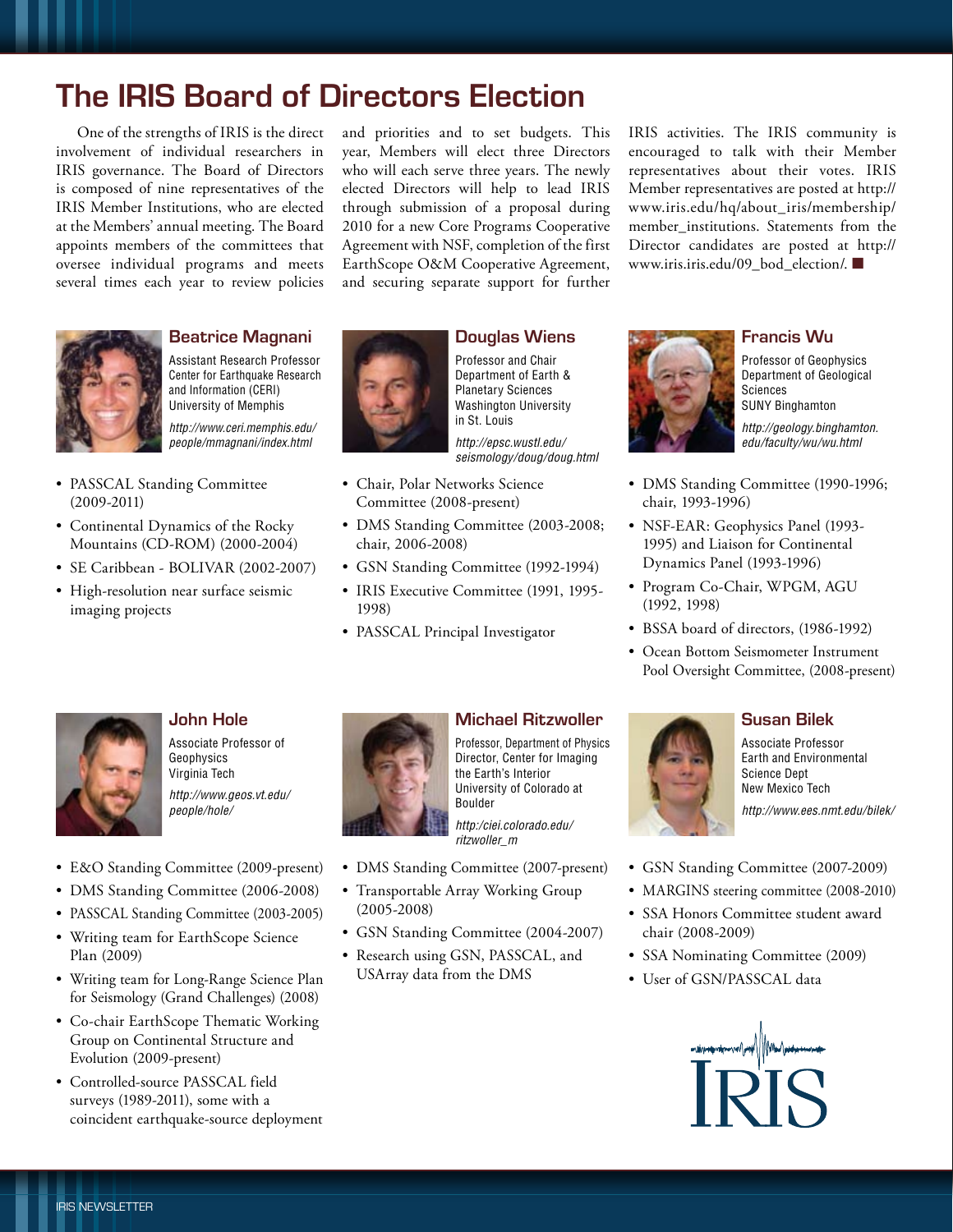# The IRIS Board of Directors Election

One of the strengths of IRIS is the direct involvement of individual researchers in IRIS governance. The Board of Directors is composed of nine representatives of the IRIS Member Institutions, who are elected at the Members' annual meeting. The Board appoints members of the committees that oversee individual programs and meets several times each year to review policies and priorities and to set budgets. This year, Members will elect three Directors who will each serve three years. The newly elected Directors will help to lead IRIS through submission of a proposal during 2010 for a new Core Programs Cooperative Agreement with NSF, completion of the first EarthScope O&M Cooperative Agreement, and securing separate support for further IRIS activities. The IRIS community is encouraged to talk with their Member representatives about their votes. IRIS Member representatives are posted at http://www.iris.edu/hq/about_iris/membership/member_institutions. Statements from the Director candidates are posted at http://www.iris.iris.edu/09_bod_election/. ■

## Beatrice Magnani

Assistant Research Professor
Center for Earthquake Research and Information (CERI)
University of Memphis

*http://www.ceri.memphis.edu/people/mmagnani/index.html*

- PASSCAL Standing Committee (2009-2011)
- Continental Dynamics of the Rocky Mountains (CD-ROM) (2000-2004)
- SE Caribbean - BOLIVAR (2002-2007)
- High-resolution near surface seismic imaging projects

## Douglas Wiens

Professor and Chair
Department of Earth & Planetary Sciences
Washington University in St. Louis

*http://epsc.wustl.edu/seismology/doug/doug.html*

- Chair, Polar Networks Science Committee (2008-present)
- DMS Standing Committee (2003-2008; chair, 2006-2008)
- GSN Standing Committee (1992-1994)
- IRIS Executive Committee (1991, 1995-1998)
- PASSCAL Principal Investigator

## Francis Wu

Professor of Geophysics
Department of Geological Sciences
SUNY Binghamton

*http://geology.binghamton.edu/faculty/wu/wu.html*

- DMS Standing Committee (1990-1996; chair, 1993-1996)
- NSF-EAR: Geophysics Panel (1993-1995) and Liaison for Continental Dynamics Panel (1993-1996)
- Program Co-Chair, WPGM, AGU (1992, 1998)
- BSSA board of directors, (1986-1992)
- Ocean Bottom Seismometer Instrument Pool Oversight Committee, (2008-present)

## John Hole

Associate Professor of Geophysics
Virginia Tech

*http://www.geos.vt.edu/people/hole/*

- E&O Standing Committee (2009-present)
- DMS Standing Committee (2006-2008)
- PASSCAL Standing Committee (2003-2005)
- Writing team for EarthScope Science Plan (2009)
- Writing team for Long-Range Science Plan for Seismology (Grand Challenges) (2008)
- Co-chair EarthScope Thematic Working Group on Continental Structure and Evolution (2009-present)
- Controlled-source PASSCAL field surveys (1989-2011), some with a coincident earthquake-source deployment

## Michael Ritzwoller

Professor, Department of Physics
Director, Center for Imaging the Earth's Interior
University of Colorado at Boulder

*http:/ciei.colorado.edu/ritzwoller_m*

- DMS Standing Committee (2007-present)
- Transportable Array Working Group (2005-2008)
- GSN Standing Committee (2004-2007)
- Research using GSN, PASSCAL, and USArray data from the DMS

## Susan Bilek

Associate Professor
Earth and Environmental Science Dept
New Mexico Tech

*http://www.ees.nmt.edu/bilek/*

- GSN Standing Committee (2007-2009)
- MARGINS steering committee (2008-2010)
- SSA Honors Committee student award chair (2008-2009)
- SSA Nominating Committee (2009)
- User of GSN/PASSCAL data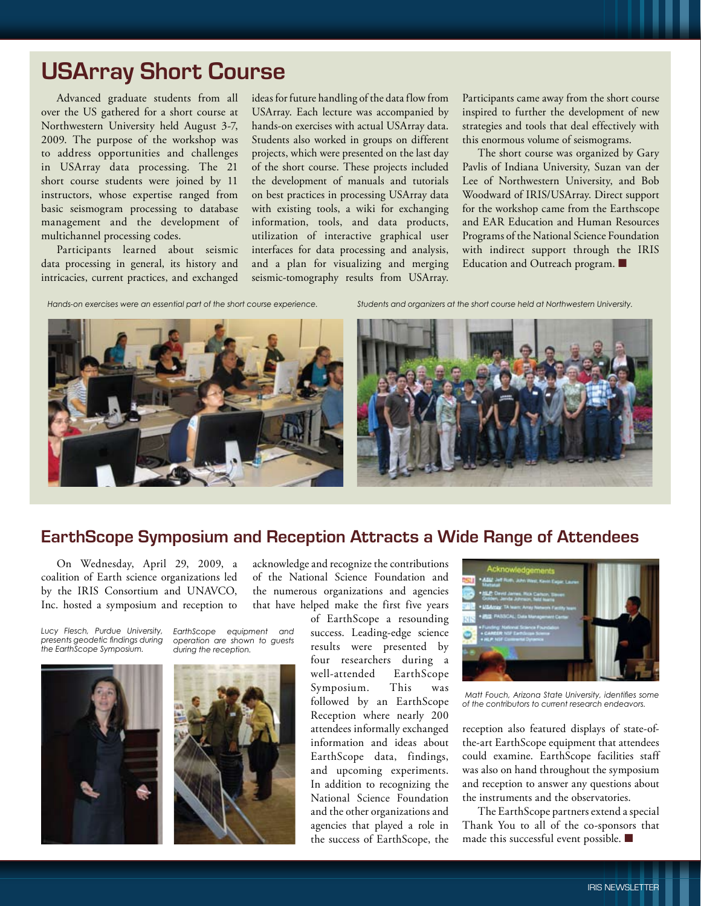# USArray Short Course

Advanced graduate students from all over the US gathered for a short course at Northwestern University held August 3-7, 2009. The purpose of the workshop was to address opportunities and challenges in USArray data processing. The 21 short course students were joined by 11 instructors, whose expertise ranged from basic seismogram processing to database management and the development of multichannel processing codes.

Participants learned about seismic data processing in general, its history and intricacies, current practices, and exchanged ideas for future handling of the data flow from USArray. Each lecture was accompanied by hands-on exercises with actual USArray data. Students also worked in groups on different projects, which were presented on the last day of the short course. These projects included the development of manuals and tutorials on best practices in processing USArray data with existing tools, a wiki for exchanging information, tools, and data products, utilization of interactive graphical user interfaces for data processing and analysis, and a plan for visualizing and merging seismic-tomography results from USArray. Participants came away from the short course inspired to further the development of new strategies and tools that deal effectively with this enormous volume of seismograms.

The short course was organized by Gary Pavlis of Indiana University, Suzan van der Lee of Northwestern University, and Bob Woodward of IRIS/USArray. Direct support for the workshop came from the Earthscope and EAR Education and Human Resources Programs of the National Science Foundation with indirect support through the IRIS Education and Outreach program. ■

*Hands-on exercises were an essential part of the short course experience.*

*Students and organizers at the short course held at Northwestern University.*

## EarthScope Symposium and Reception Attracts a Wide Range of Attendees

On Wednesday, April 29, 2009, a coalition of Earth science organizations led by the IRIS Consortium and UNAVCO, Inc. hosted a symposium and reception to acknowledge and recognize the contributions of the National Science Foundation and the numerous organizations and agencies that have helped make the first five years of EarthScope a resounding success. Leading-edge science results were presented by four researchers during a well-attended EarthScope Symposium. This was followed by an EarthScope Reception where nearly 200 attendees informally exchanged information and ideas about EarthScope data, findings, and upcoming experiments. In addition to recognizing the National Science Foundation and the other organizations and agencies that played a role in the success of EarthScope, the reception also featured displays of state-of-the-art EarthScope equipment that attendees could examine. EarthScope facilities staff was also on hand throughout the symposium and reception to answer any questions about the instruments and the observatories.

The EarthScope partners extend a special Thank You to all of the co-sponsors that made this successful event possible. ■

*Lucy Flesch, Purdue University, presents geodetic findings during the EarthScope Symposium.*

*EarthScope equipment and operation are shown to guests during the reception.*

*Matt Fouch, Arizona State University, identifies some of the contributors to current research endeavors.*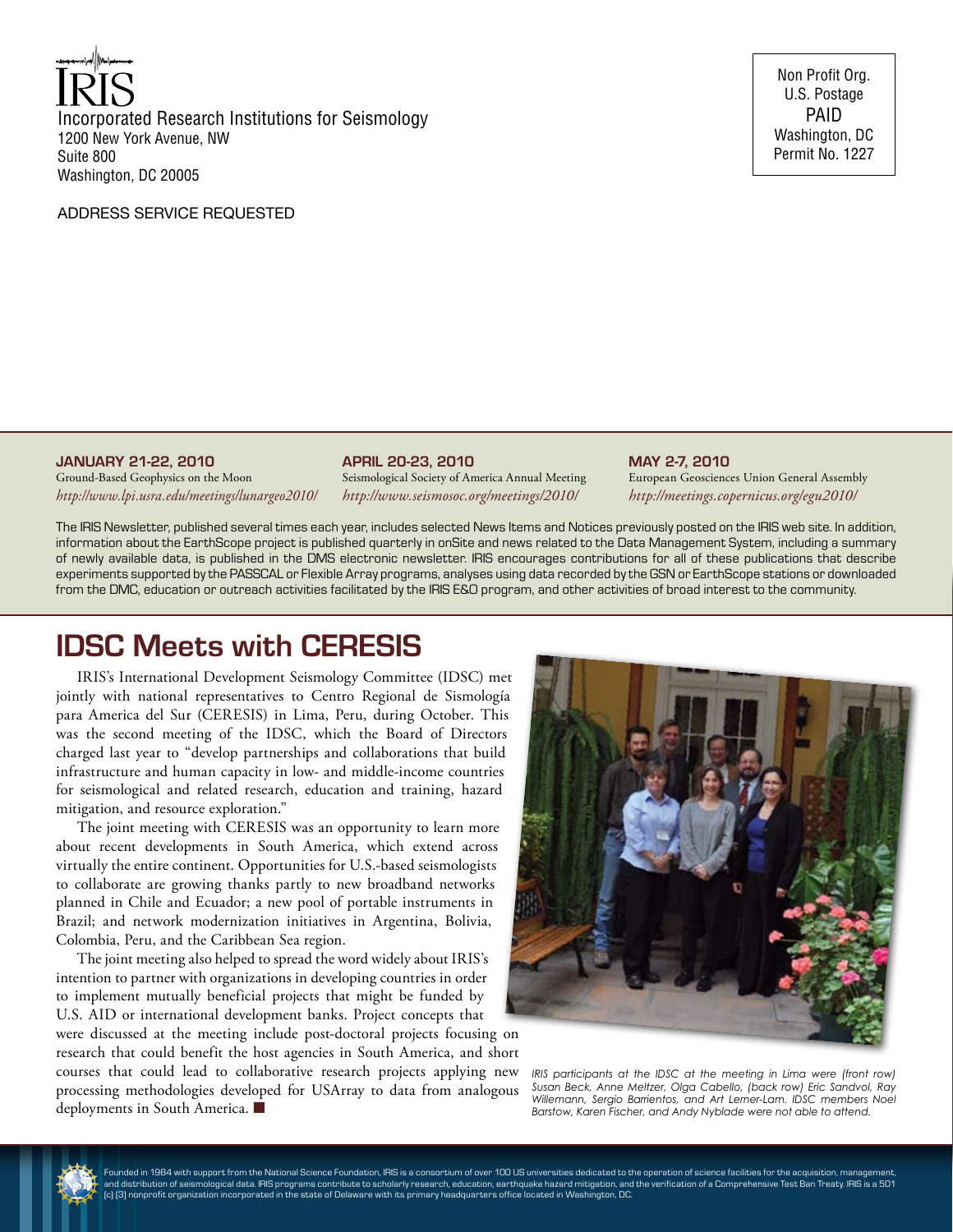IRIS

Incorporated Research Institutions for Seismology
1200 New York Avenue, NW
Suite 800
Washington, DC 20005

ADDRESS SERVICE REQUESTED

Non Profit Org.
U.S. Postage
PAID
Washington, DC
Permit No. 1227

**JANUARY 21-22, 2010**
Ground-Based Geophysics on the Moon
*http://www.lpi.usra.edu/meetings/lunargeo2010/*

**APRIL 20-23, 2010**
Seismological Society of America Annual Meeting
*http://www.seismosoc.org/meetings/2010/*

**MAY 2-7, 2010**
European Geosciences Union General Assembly
*http://meetings.copernicus.org/egu2010/*

The IRIS Newsletter, published several times each year, includes selected News Items and Notices previously posted on the IRIS web site. In addition, information about the EarthScope project is published quarterly in onSite and news related to the Data Management System, including a summary of newly available data, is published in the DMS electronic newsletter. IRIS encourages contributions for all of these publications that describe experiments supported by the PASSCAL or Flexible Array programs, analyses using data recorded by the GSN or EarthScope stations or downloaded from the DMC, education or outreach activities facilitated by the IRIS E&O program, and other activities of broad interest to the community.

## IDSC Meets with CERESIS

IRIS's International Development Seismology Committee (IDSC) met jointly with national representatives to Centro Regional de Sismología para America del Sur (CERESIS) in Lima, Peru, during October. This was the second meeting of the IDSC, which the Board of Directors charged last year to "develop partnerships and collaborations that build infrastructure and human capacity in low- and middle-income countries for seismological and related research, education and training, hazard mitigation, and resource exploration."

The joint meeting with CERESIS was an opportunity to learn more about recent developments in South America, which extend across virtually the entire continent. Opportunities for U.S.-based seismologists to collaborate are growing thanks partly to new broadband networks planned in Chile and Ecuador; a new pool of portable instruments in Brazil; and network modernization initiatives in Argentina, Bolivia, Colombia, Peru, and the Caribbean Sea region.

The joint meeting also helped to spread the word widely about IRIS's intention to partner with organizations in developing countries in order to implement mutually beneficial projects that might be funded by U.S. AID or international development banks. Project concepts that were discussed at the meeting include post-doctoral projects focusing on research that could benefit the host agencies in South America, and short courses that could lead to collaborative research projects applying new processing methodologies developed for USArray to data from analogous deployments in South America. ■

*IRIS participants at the IDSC at the meeting in Lima were (front row) Susan Beck, Anne Meltzer, Olga Cabello, (back row) Eric Sandvol, Ray Willemann, Sergio Barrientos, and Art Lerner-Lam. IDSC members Noel Barstow, Karen Fischer, and Andy Nyblade were not able to attend.*

Founded in 1984 with support from the National Science Foundation, IRIS is a consortium of over 100 US universities dedicated to the operation of science facilities for the acquisition, management, and distribution of seismological data. IRIS programs contribute to scholarly research, education, earthquake hazard mitigation, and the verification of a Comprehensive Test Ban Treaty. IRIS is a 501 (c) (3) nonprofit organization incorporated in the state of Delaware with its primary headquarters office located in Washington, DC.